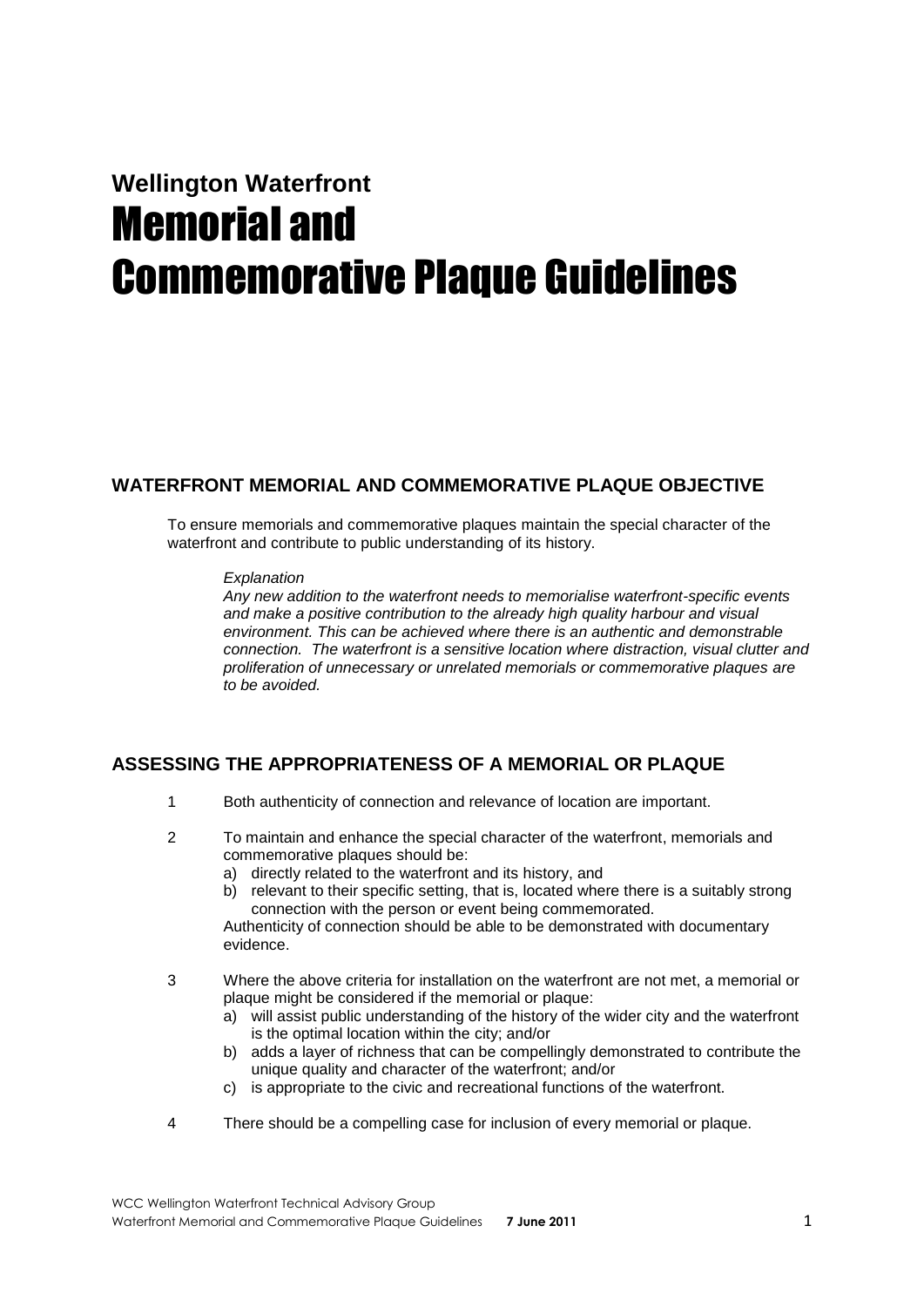**Wellington Waterfront**

# Memorial and Commemorative Plaque Guidelines

## WATERFRONT MEMORIAL AND COMMEMORATIVE PLAQUE OBJECTIVE

To ensure memorials and commemorative plaques maintain the special character of the waterfront and contribute to public understanding of its history.

*Explanation*
*Any new addition to the waterfront needs to memorialise waterfront-specific events and make a positive contribution to the already high quality harbour and visual environment. This can be achieved where there is an authentic and demonstrable connection. The waterfront is a sensitive location where distraction, visual clutter and proliferation of unnecessary or unrelated memorials or commemorative plaques are to be avoided.*

## ASSESSING THE APPROPRIATENESS OF A MEMORIAL OR PLAQUE

1. Both authenticity of connection and relevance of location are important.

2. To maintain and enhance the special character of the waterfront, memorials and commemorative plaques should be:
   a) directly related to the waterfront and its history, and
   b) relevant to their specific setting, that is, located where there is a suitably strong connection with the person or event being commemorated.

   Authenticity of connection should be able to be demonstrated with documentary evidence.

3. Where the above criteria for installation on the waterfront are not met, a memorial or plaque might be considered if the memorial or plaque:
   a) will assist public understanding of the history of the wider city and the waterfront is the optimal location within the city; and/or
   b) adds a layer of richness that can be compellingly demonstrated to contribute the unique quality and character of the waterfront; and/or
   c) is appropriate to the civic and recreational functions of the waterfront.

4. There should be a compelling case for inclusion of every memorial or plaque.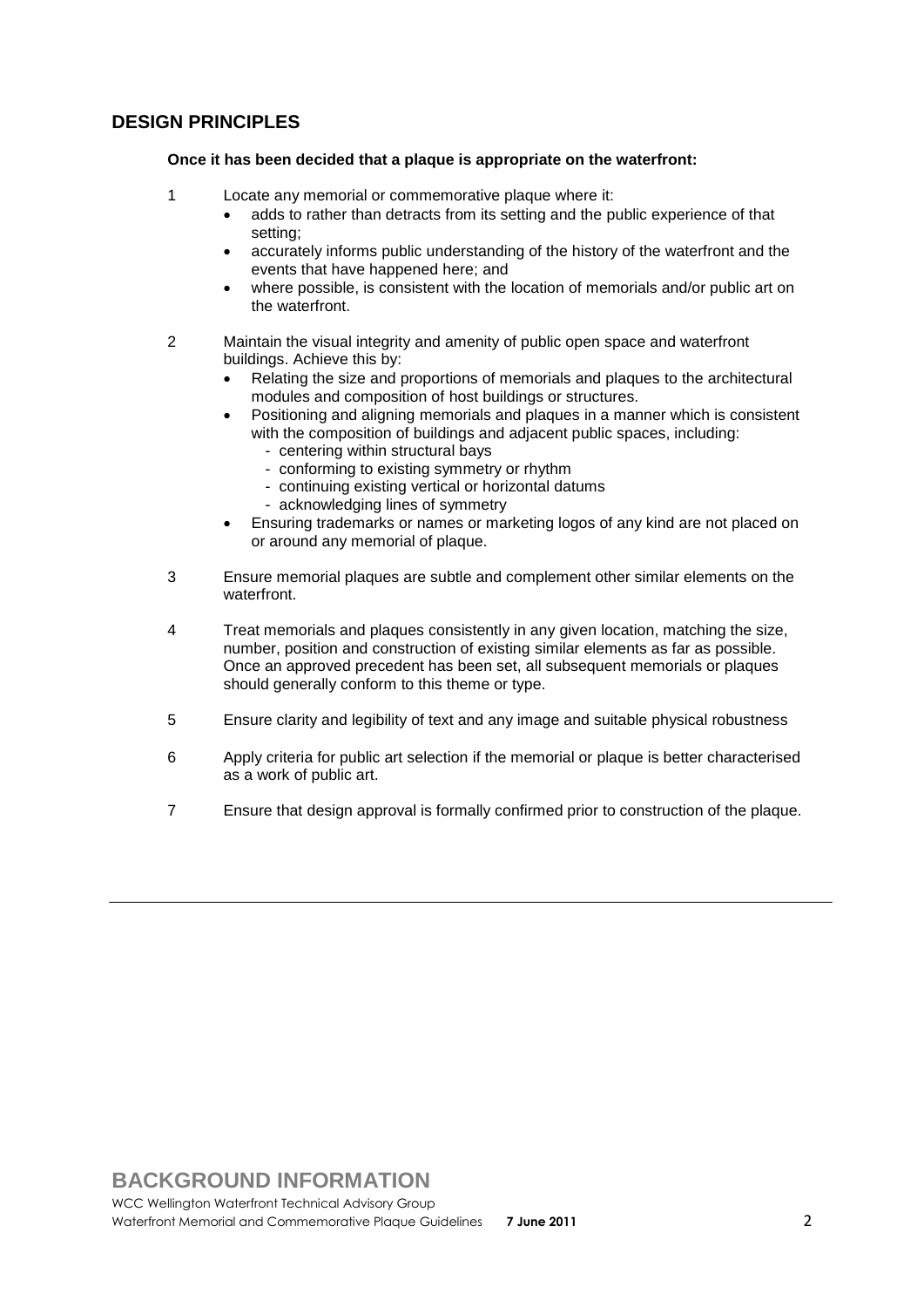## DESIGN PRINCIPLES

**Once it has been decided that a plaque is appropriate on the waterfront:**

1. Locate any memorial or commemorative plaque where it:
   - adds to rather than detracts from its setting and the public experience of that setting;
   - accurately informs public understanding of the history of the waterfront and the events that have happened here; and
   - where possible, is consistent with the location of memorials and/or public art on the waterfront.

2. Maintain the visual integrity and amenity of public open space and waterfront buildings. Achieve this by:
   - Relating the size and proportions of memorials and plaques to the architectural modules and composition of host buildings or structures.
   - Positioning and aligning memorials and plaques in a manner which is consistent with the composition of buildings and adjacent public spaces, including:
     - centering within structural bays
     - conforming to existing symmetry or rhythm
     - continuing existing vertical or horizontal datums
     - acknowledging lines of symmetry
   - Ensuring trademarks or names or marketing logos of any kind are not placed on or around any memorial of plaque.

3. Ensure memorial plaques are subtle and complement other similar elements on the waterfront.

4. Treat memorials and plaques consistently in any given location, matching the size, number, position and construction of existing similar elements as far as possible. Once an approved precedent has been set, all subsequent memorials or plaques should generally conform to this theme or type.

5. Ensure clarity and legibility of text and any image and suitable physical robustness

6. Apply criteria for public art selection if the memorial or plaque is better characterised as a work of public art.

7. Ensure that design approval is formally confirmed prior to construction of the plaque.

---

## BACKGROUND INFORMATION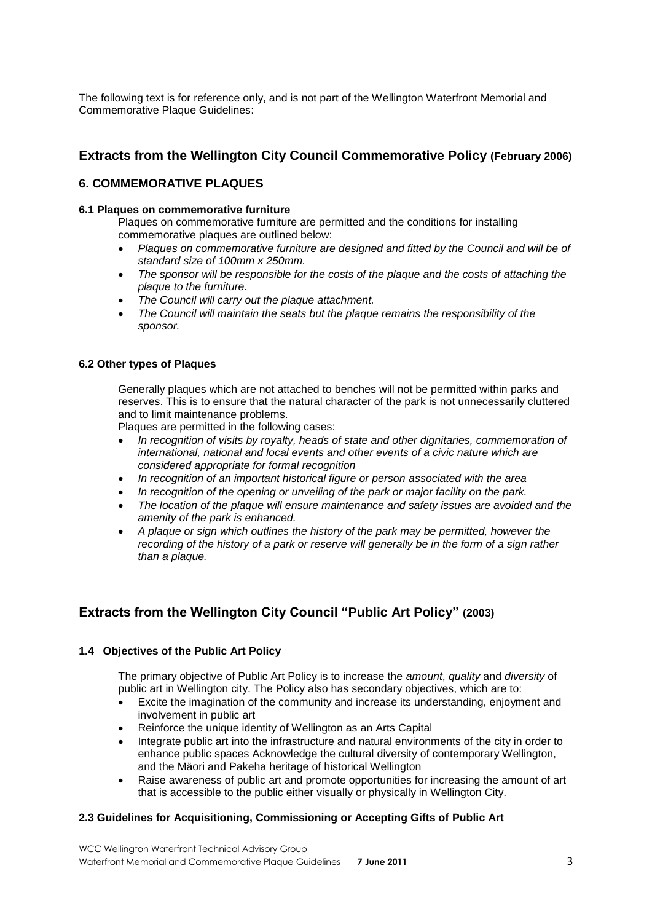The following text is for reference only, and is not part of the Wellington Waterfront Memorial and Commemorative Plaque Guidelines:

## Extracts from the Wellington City Council Commemorative Policy (February 2006)

### 6. COMMEMORATIVE PLAQUES

#### 6.1 Plaques on commemorative furniture

Plaques on commemorative furniture are permitted and the conditions for installing commemorative plaques are outlined below:

- *Plaques on commemorative furniture are designed and fitted by the Council and will be of standard size of 100mm x 250mm.*
- *The sponsor will be responsible for the costs of the plaque and the costs of attaching the plaque to the furniture.*
- *The Council will carry out the plaque attachment.*
- *The Council will maintain the seats but the plaque remains the responsibility of the sponsor.*

#### 6.2 Other types of Plaques

Generally plaques which are not attached to benches will not be permitted within parks and reserves. This is to ensure that the natural character of the park is not unnecessarily cluttered and to limit maintenance problems.

Plaques are permitted in the following cases:

- *In recognition of visits by royalty, heads of state and other dignitaries, commemoration of international, national and local events and other events of a civic nature which are considered appropriate for formal recognition*
- *In recognition of an important historical figure or person associated with the area*
- *In recognition of the opening or unveiling of the park or major facility on the park.*
- *The location of the plaque will ensure maintenance and safety issues are avoided and the amenity of the park is enhanced.*
- *A plaque or sign which outlines the history of the park may be permitted, however the recording of the history of a park or reserve will generally be in the form of a sign rather than a plaque.*

## Extracts from the Wellington City Council "Public Art Policy" (2003)

#### 1.4 Objectives of the Public Art Policy

The primary objective of Public Art Policy is to increase the *amount*, *quality* and *diversity* of public art in Wellington city. The Policy also has secondary objectives, which are to:

- Excite the imagination of the community and increase its understanding, enjoyment and involvement in public art
- Reinforce the unique identity of Wellington as an Arts Capital
- Integrate public art into the infrastructure and natural environments of the city in order to enhance public spaces Acknowledge the cultural diversity of contemporary Wellington, and the Mäori and Pakeha heritage of historical Wellington
- Raise awareness of public art and promote opportunities for increasing the amount of art that is accessible to the public either visually or physically in Wellington City.

#### 2.3 Guidelines for Acquisitioning, Commissioning or Accepting Gifts of Public Art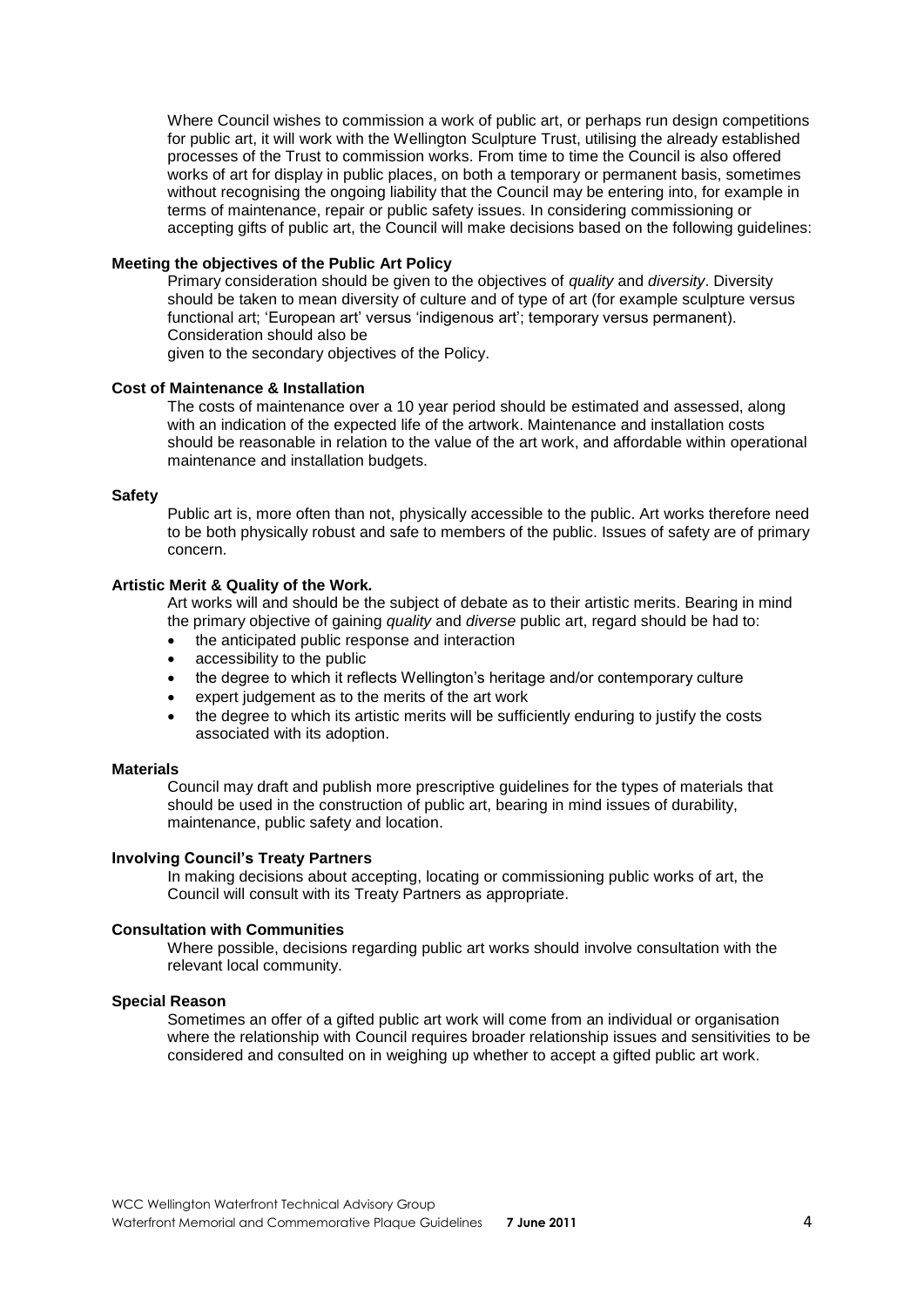Where Council wishes to commission a work of public art, or perhaps run design competitions for public art, it will work with the Wellington Sculpture Trust, utilising the already established processes of the Trust to commission works. From time to time the Council is also offered works of art for display in public places, on both a temporary or permanent basis, sometimes without recognising the ongoing liability that the Council may be entering into, for example in terms of maintenance, repair or public safety issues. In considering commissioning or accepting gifts of public art, the Council will make decisions based on the following guidelines:

**Meeting the objectives of the Public Art Policy**

Primary consideration should be given to the objectives of *quality* and *diversity*. Diversity should be taken to mean diversity of culture and of type of art (for example sculpture versus functional art; 'European art' versus 'indigenous art'; temporary versus permanent). Consideration should also be given to the secondary objectives of the Policy.

**Cost of Maintenance & Installation**

The costs of maintenance over a 10 year period should be estimated and assessed, along with an indication of the expected life of the artwork. Maintenance and installation costs should be reasonable in relation to the value of the art work, and affordable within operational maintenance and installation budgets.

**Safety**

Public art is, more often than not, physically accessible to the public. Art works therefore need to be both physically robust and safe to members of the public. Issues of safety are of primary concern.

**Artistic Merit & Quality of the Work.**

Art works will and should be the subject of debate as to their artistic merits. Bearing in mind the primary objective of gaining *quality* and *diverse* public art, regard should be had to:

- the anticipated public response and interaction
- accessibility to the public
- the degree to which it reflects Wellington's heritage and/or contemporary culture
- expert judgement as to the merits of the art work
- the degree to which its artistic merits will be sufficiently enduring to justify the costs associated with its adoption.

**Materials**

Council may draft and publish more prescriptive guidelines for the types of materials that should be used in the construction of public art, bearing in mind issues of durability, maintenance, public safety and location.

**Involving Council's Treaty Partners**

In making decisions about accepting, locating or commissioning public works of art, the Council will consult with its Treaty Partners as appropriate.

**Consultation with Communities**

Where possible, decisions regarding public art works should involve consultation with the relevant local community.

**Special Reason**

Sometimes an offer of a gifted public art work will come from an individual or organisation where the relationship with Council requires broader relationship issues and sensitivities to be considered and consulted on in weighing up whether to accept a gifted public art work.